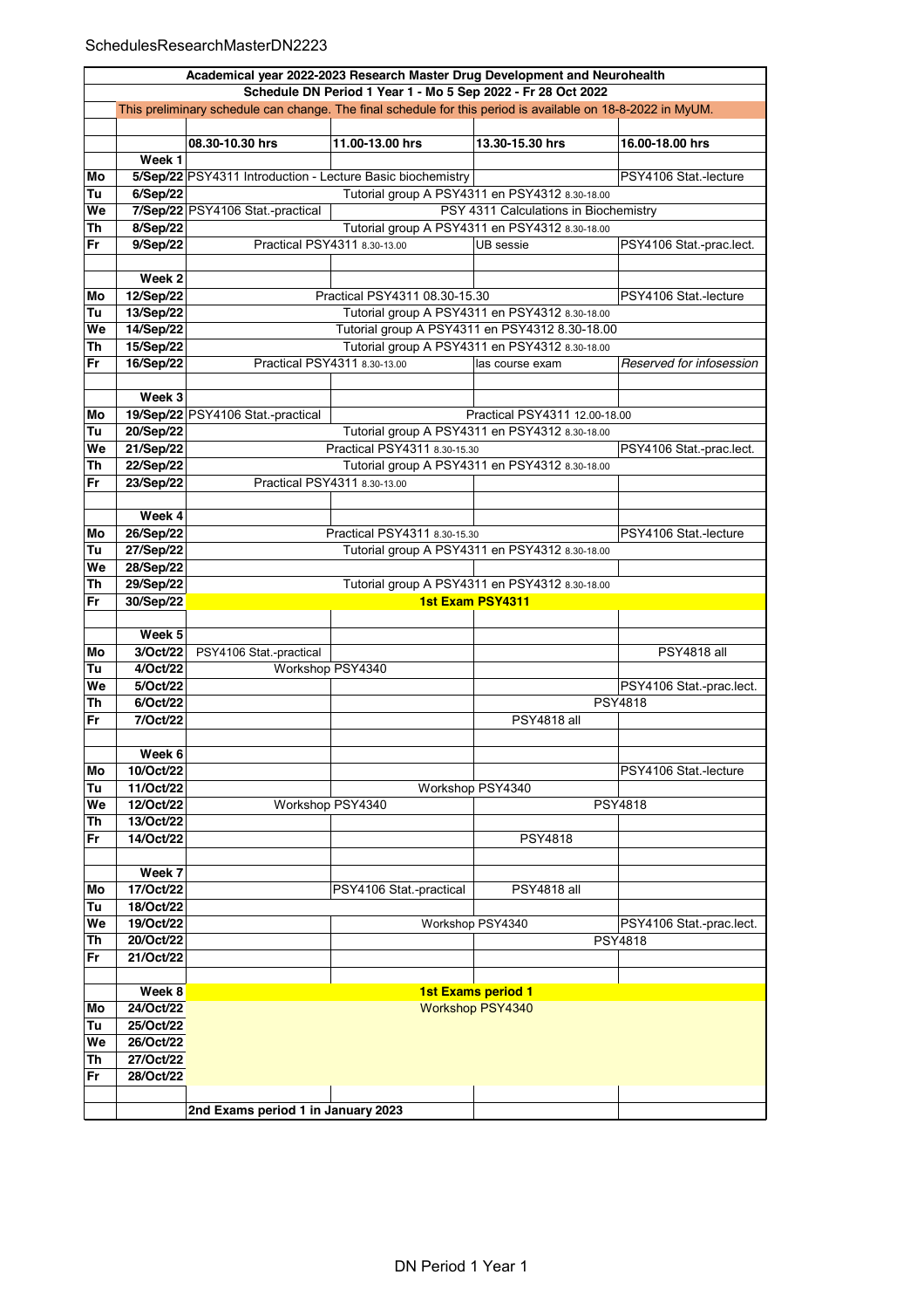SchedulesResearchMasterDN2223

| | | | | | |
|---|---|---|---|---|---|
| **Academical year 2022-2023 Research Master Drug Development and Neurohealth** | | | | | |
| **Schedule DN Period 1 Year 1 - Mo 5 Sep 2022 - Fr 28 Oct 2022** | | | | | |
| This preliminary schedule can change. The final schedule for this period is available on 18-8-2022 in MyUM. | | | | | |
| | | **08.30-10.30 hrs** | **11.00-13.00 hrs** | **13.30-15.30 hrs** | **16.00-18.00 hrs** |
| | **Week 1** | | | | |
| **Mo** | **5/Sep/22** | PSY4311 Introduction - Lecture Basic biochemistry | | | PSY4106 Stat.-lecture |
| **Tu** | **6/Sep/22** | Tutorial group A PSY4311 en PSY4312 8.30-18.00 | | | |
| **We** | **7/Sep/22** | PSY4106 Stat.-practical | PSY 4311 Calculations in Biochemistry | | |
| **Th** | **8/Sep/22** | Tutorial group A PSY4311 en PSY4312 8.30-18.00 | | | |
| **Fr** | **9/Sep/22** | Practical PSY4311 8.30-13.00 | | UB sessie | PSY4106 Stat.-prac.lect. |
| | **Week 2** | | | | |
| **Mo** | **12/Sep/22** | Practical PSY4311 08.30-15.30 | | | PSY4106 Stat.-lecture |
| **Tu** | **13/Sep/22** | Tutorial group A PSY4311 en PSY4312 8.30-18.00 | | | |
| **We** | **14/Sep/22** | Tutorial group A PSY4311 en PSY4312 8.30-18.00 | | | |
| **Th** | **15/Sep/22** | Tutorial group A PSY4311 en PSY4312 8.30-18.00 | | | |
| **Fr** | **16/Sep/22** | Practical PSY4311 8.30-13.00 | | las course exam | *Reserved for infosession* |
| | **Week 3** | | | | |
| **Mo** | **19/Sep/22** | PSY4106 Stat.-practical | Practical PSY4311 12.00-18.00 | | |
| **Tu** | **20/Sep/22** | Tutorial group A PSY4311 en PSY4312 8.30-18.00 | | | |
| **We** | **21/Sep/22** | Practical PSY4311 8.30-15.30 | | | PSY4106 Stat.-prac.lect. |
| **Th** | **22/Sep/22** | Tutorial group A PSY4311 en PSY4312 8.30-18.00 | | | |
| **Fr** | **23/Sep/22** | Practical PSY4311 8.30-13.00 | | | |
| | **Week 4** | | | | |
| **Mo** | **26/Sep/22** | Practical PSY4311 8.30-15.30 | | | PSY4106 Stat.-lecture |
| **Tu** | **27/Sep/22** | Tutorial group A PSY4311 en PSY4312 8.30-18.00 | | | |
| **We** | **28/Sep/22** | | | | |
| **Th** | **29/Sep/22** | Tutorial group A PSY4311 en PSY4312 8.30-18.00 | | | |
| **Fr** | **30/Sep/22** | **1st Exam PSY4311** | | | |
| | **Week 5** | | | | |
| **Mo** | **3/Oct/22** | PSY4106 Stat.-practical | | | PSY4818 all |
| **Tu** | **4/Oct/22** | Workshop PSY4340 | | | |
| **We** | **5/Oct/22** | | | | PSY4106 Stat.-prac.lect. |
| **Th** | **6/Oct/22** | | | PSY4818 | |
| **Fr** | **7/Oct/22** | | | PSY4818 all | |
| | **Week 6** | | | | |
| **Mo** | **10/Oct/22** | | | | PSY4106 Stat.-lecture |
| **Tu** | **11/Oct/22** | | Workshop PSY4340 | | |
| **We** | **12/Oct/22** | Workshop PSY4340 | | PSY4818 | |
| **Th** | **13/Oct/22** | | | | |
| **Fr** | **14/Oct/22** | | | PSY4818 | |
| | **Week 7** | | | | |
| **Mo** | **17/Oct/22** | | PSY4106 Stat.-practical | PSY4818 all | |
| **Tu** | **18/Oct/22** | | | | |
| **We** | **19/Oct/22** | | Workshop PSY4340 | | PSY4106 Stat.-prac.lect. |
| **Th** | **20/Oct/22** | | | PSY4818 | |
| **Fr** | **21/Oct/22** | | | | |
| | **Week 8** | **1st Exams period 1** | | | |
| **Mo** | **24/Oct/22** | Workshop PSY4340 | | | |
| **Tu** | **25/Oct/22** | | | | |
| **We** | **26/Oct/22** | | | | |
| **Th** | **27/Oct/22** | | | | |
| **Fr** | **28/Oct/22** | | | | |
| | | **2nd Exams period 1 in January 2023** | | | |

DN Period 1 Year 1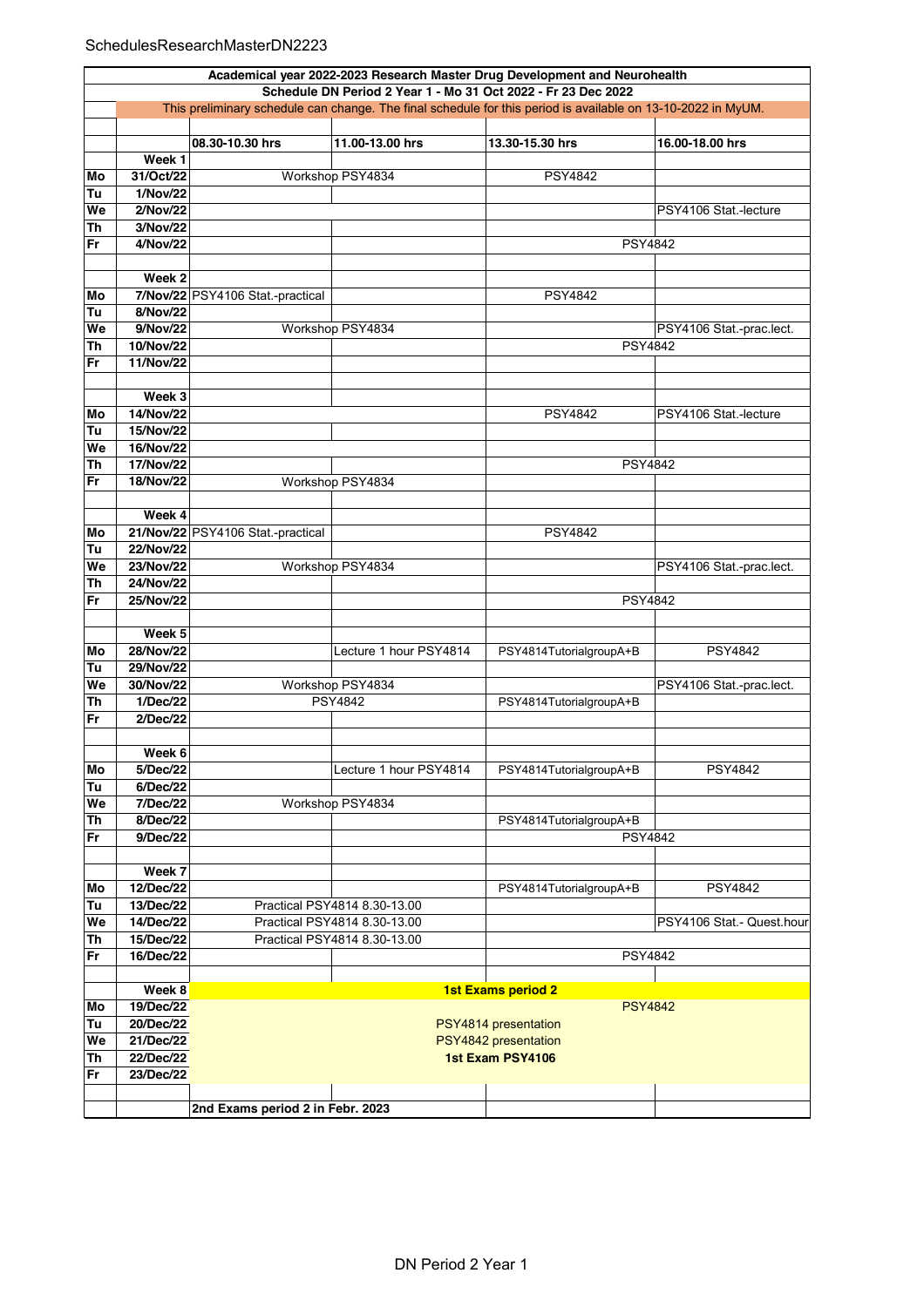| Academical year 2022-2023 Research Master Drug Development and Neurohealth | | | | | |
|---|---|---|---|---|---|
| Schedule DN Period 2 Year 1 - Mo 31 Oct 2022 - Fr 23 Dec 2022 | | | | | |
| This preliminary schedule can change. The final schedule for this period is available on 13-10-2022 in MyUM. | | | | | |
| | | **08.30-10.30 hrs** | **11.00-13.00 hrs** | **13.30-15.30 hrs** | **16.00-18.00 hrs** |
| | **Week 1** | | | | |
| **Mo** | **31/Oct/22** | Workshop PSY4834 | | PSY4842 | |
| **Tu** | **1/Nov/22** | | | | |
| **We** | **2/Nov/22** | | | | PSY4106 Stat.-lecture |
| **Th** | **3/Nov/22** | | | | |
| **Fr** | **4/Nov/22** | | | PSY4842 | |
| | | | | | |
| | **Week 2** | | | | |
| **Mo** | **7/Nov/22** | PSY4106 Stat.-practical | | PSY4842 | |
| **Tu** | **8/Nov/22** | | | | |
| **We** | **9/Nov/22** | Workshop PSY4834 | | | PSY4106 Stat.-prac.lect. |
| **Th** | **10/Nov/22** | | | PSY4842 | |
| **Fr** | **11/Nov/22** | | | | |
| | | | | | |
| | **Week 3** | | | | |
| **Mo** | **14/Nov/22** | | | PSY4842 | PSY4106 Stat.-lecture |
| **Tu** | **15/Nov/22** | | | | |
| **We** | **16/Nov/22** | | | | |
| **Th** | **17/Nov/22** | | | PSY4842 | |
| **Fr** | **18/Nov/22** | Workshop PSY4834 | | | |
| | | | | | |
| | **Week 4** | | | | |
| **Mo** | **21/Nov/22** | PSY4106 Stat.-practical | | PSY4842 | |
| **Tu** | **22/Nov/22** | | | | |
| **We** | **23/Nov/22** | Workshop PSY4834 | | | PSY4106 Stat.-prac.lect. |
| **Th** | **24/Nov/22** | | | | |
| **Fr** | **25/Nov/22** | | | PSY4842 | |
| | | | | | |
| | **Week 5** | | | | |
| **Mo** | **28/Nov/22** | | Lecture 1 hour PSY4814 | PSY4814TutorialgroupA+B | PSY4842 |
| **Tu** | **29/Nov/22** | | | | |
| **We** | **30/Nov/22** | Workshop PSY4834 | | | PSY4106 Stat.-prac.lect. |
| **Th** | **1/Dec/22** | PSY4842 | | PSY4814TutorialgroupA+B | |
| **Fr** | **2/Dec/22** | | | | |
| | | | | | |
| | **Week 6** | | | | |
| **Mo** | **5/Dec/22** | | Lecture 1 hour PSY4814 | PSY4814TutorialgroupA+B | PSY4842 |
| **Tu** | **6/Dec/22** | | | | |
| **We** | **7/Dec/22** | Workshop PSY4834 | | | |
| **Th** | **8/Dec/22** | | | PSY4814TutorialgroupA+B | |
| **Fr** | **9/Dec/22** | | | PSY4842 | |
| | | | | | |
| | **Week 7** | | | | |
| **Mo** | **12/Dec/22** | | | PSY4814TutorialgroupA+B | PSY4842 |
| **Tu** | **13/Dec/22** | Practical PSY4814 8.30-13.00 | | | |
| **We** | **14/Dec/22** | Practical PSY4814 8.30-13.00 | | | PSY4106 Stat.- Quest.hour |
| **Th** | **15/Dec/22** | Practical PSY4814 8.30-13.00 | | | |
| **Fr** | **16/Dec/22** | | | PSY4842 | |
| | | | | | |
| | **Week 8** | **1st Exams period 2** | | | |
| **Mo** | **19/Dec/22** | PSY4842 | | | |
| **Tu** | **20/Dec/22** | PSY4814 presentation | | | |
| **We** | **21/Dec/22** | PSY4842 presentation | | | |
| **Th** | **22/Dec/22** | **1st Exam PSY4106** | | | |
| **Fr** | **23/Dec/22** | | | | |
| | | | | | |
| | | **2nd Exams period 2 in Febr. 2023** | | | |

DN Period 2 Year 1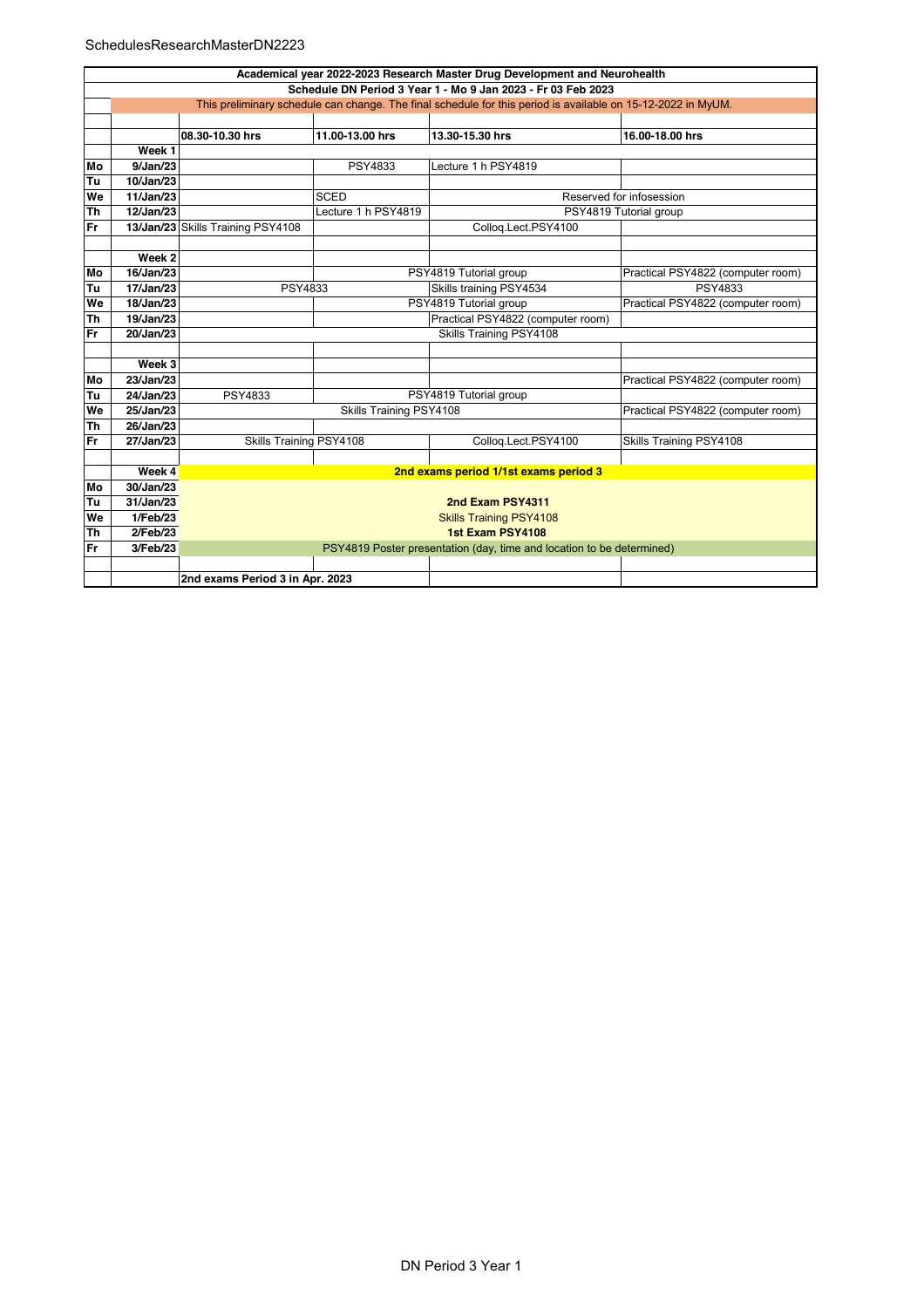| Academical year 2022-2023 Research Master Drug Development and Neurohealth | | | | | |
|---|---|---|---|---|---|
| Schedule DN Period 3 Year 1 - Mo 9 Jan 2023 - Fr 03 Feb 2023 | | | | | |
| This preliminary schedule can change. The final schedule for this period is available on 15-12-2022 in MyUM. | | | | | |
| | | | | | |
| | | **08.30-10.30 hrs** | **11.00-13.00 hrs** | **13.30-15.30 hrs** | **16.00-18.00 hrs** |
| | **Week 1** | | | | |
| **Mo** | **9/Jan/23** | | PSY4833 | Lecture 1 h PSY4819 | |
| **Tu** | **10/Jan/23** | | | | |
| **We** | **11/Jan/23** | | SCED | Reserved for infosession | |
| **Th** | **12/Jan/23** | | Lecture 1 h PSY4819 | PSY4819 Tutorial group | |
| **Fr** | **13/Jan/23** | Skills Training PSY4108 | | Colloq.Lect.PSY4100 | |
| | | | | | |
| | **Week 2** | | | | |
| **Mo** | **16/Jan/23** | | PSY4819 Tutorial group | | Practical PSY4822 (computer room) |
| **Tu** | **17/Jan/23** | PSY4833 | | Skills training PSY4534 | PSY4833 |
| **We** | **18/Jan/23** | | PSY4819 Tutorial group | | Practical PSY4822 (computer room) |
| **Th** | **19/Jan/23** | | | Practical PSY4822 (computer room) | |
| **Fr** | **20/Jan/23** | Skills Training PSY4108 | | | |
| | | | | | |
| | **Week 3** | | | | |
| **Mo** | **23/Jan/23** | | | | Practical PSY4822 (computer room) |
| **Tu** | **24/Jan/23** | PSY4833 | PSY4819 Tutorial group | | |
| **We** | **25/Jan/23** | Skills Training PSY4108 | | | Practical PSY4822 (computer room) |
| **Th** | **26/Jan/23** | | | | |
| **Fr** | **27/Jan/23** | Skills Training PSY4108 | | Colloq.Lect.PSY4100 | Skills Training PSY4108 |
| | | | | | |
| | **Week 4** | **2nd exams period 1/1st exams period 3** | | | |
| **Mo** | **30/Jan/23** | | | | |
| **Tu** | **31/Jan/23** | **2nd Exam PSY4311** | | | |
| **We** | **1/Feb/23** | Skills Training PSY4108 | | | |
| **Th** | **2/Feb/23** | **1st Exam PSY4108** | | | |
| **Fr** | **3/Feb/23** | PSY4819 Poster presentation (day, time and location to be determined) | | | |
| | | | | | |
| | | **2nd exams Period 3 in Apr. 2023** | | | |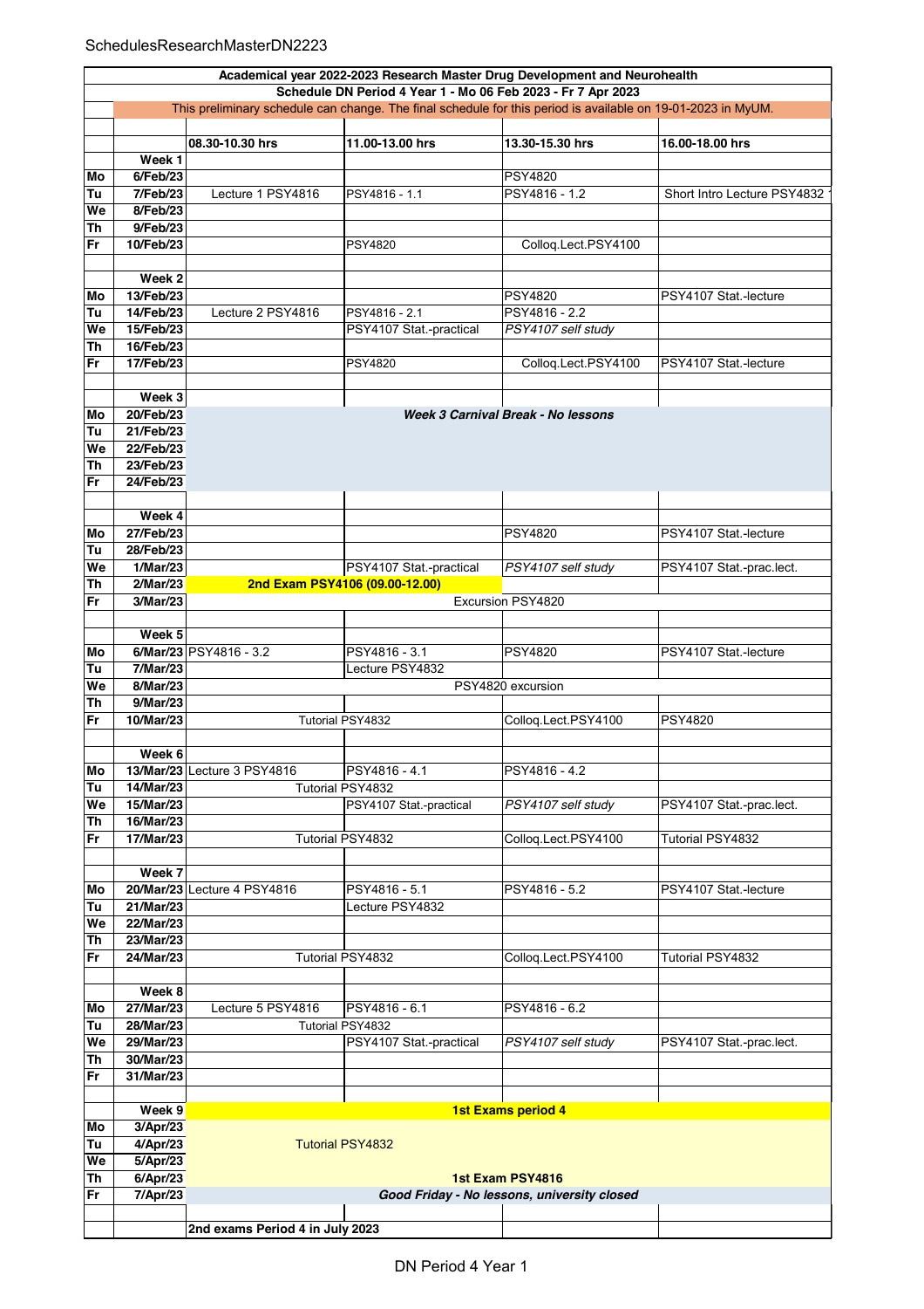| Academical year 2022-2023 Research Master Drug Development and Neurohealth | | | | | |
|---|---|---|---|---|---|
| **Schedule DN Period 4 Year 1 - Mo 06 Feb 2023 - Fr 7 Apr 2023** | | | | | |
| This preliminary schedule can change. The final schedule for this period is available on 19-01-2023 in MyUM. | | | | | |
| | | **08.30-10.30 hrs** | **11.00-13.00 hrs** | **13.30-15.30 hrs** | **16.00-18.00 hrs** |
| | **Week 1** | | | | |
| **Mo** | **6/Feb/23** | | | PSY4820 | |
| **Tu** | **7/Feb/23** | Lecture 1 PSY4816 | PSY4816 - 1.1 | PSY4816 - 1.2 | Short Intro Lecture PSY4832 |
| **We** | **8/Feb/23** | | | | |
| **Th** | **9/Feb/23** | | | | |
| **Fr** | **10/Feb/23** | | PSY4820 | Colloq.Lect.PSY4100 | |
| | **Week 2** | | | | |
| **Mo** | **13/Feb/23** | | | PSY4820 | PSY4107 Stat.-lecture |
| **Tu** | **14/Feb/23** | Lecture 2 PSY4816 | PSY4816 - 2.1 | PSY4816 - 2.2 | |
| **We** | **15/Feb/23** | | PSY4107 Stat.-practical | *PSY4107 self study* | |
| **Th** | **16/Feb/23** | | | | |
| **Fr** | **17/Feb/23** | | PSY4820 | Colloq.Lect.PSY4100 | PSY4107 Stat.-lecture |
| | **Week 3** | | | | |
| **Mo** | **20/Feb/23** | ***Week 3 Carnival Break - No lessons*** | | | |
| **Tu** | **21/Feb/23** | | | | |
| **We** | **22/Feb/23** | | | | |
| **Th** | **23/Feb/23** | | | | |
| **Fr** | **24/Feb/23** | | | | |
| | **Week 4** | | | | |
| **Mo** | **27/Feb/23** | | | PSY4820 | PSY4107 Stat.-lecture |
| **Tu** | **28/Feb/23** | | | | |
| **We** | **1/Mar/23** | | PSY4107 Stat.-practical | *PSY4107 self study* | PSY4107 Stat.-prac.lect. |
| **Th** | **2/Mar/23** | **2nd Exam PSY4106 (09.00-12.00)** | | | |
| **Fr** | **3/Mar/23** | Excursion PSY4820 | | | |
| | **Week 5** | | | | |
| **Mo** | **6/Mar/23** | PSY4816 - 3.2 | PSY4816 - 3.1 | PSY4820 | PSY4107 Stat.-lecture |
| **Tu** | **7/Mar/23** | | Lecture PSY4832 | | |
| **We** | **8/Mar/23** | PSY4820 excursion | | | |
| **Th** | **9/Mar/23** | | | | |
| **Fr** | **10/Mar/23** | Tutorial PSY4832 | | Colloq.Lect.PSY4100 | PSY4820 |
| | **Week 6** | | | | |
| **Mo** | **13/Mar/23** | Lecture 3 PSY4816 | PSY4816 - 4.1 | PSY4816 - 4.2 | |
| **Tu** | **14/Mar/23** | Tutorial PSY4832 | | | |
| **We** | **15/Mar/23** | | PSY4107 Stat.-practical | *PSY4107 self study* | PSY4107 Stat.-prac.lect. |
| **Th** | **16/Mar/23** | | | | |
| **Fr** | **17/Mar/23** | Tutorial PSY4832 | | Colloq.Lect.PSY4100 | Tutorial PSY4832 |
| | **Week 7** | | | | |
| **Mo** | **20/Mar/23** | Lecture 4 PSY4816 | PSY4816 - 5.1 | PSY4816 - 5.2 | PSY4107 Stat.-lecture |
| **Tu** | **21/Mar/23** | | Lecture PSY4832 | | |
| **We** | **22/Mar/23** | | | | |
| **Th** | **23/Mar/23** | | | | |
| **Fr** | **24/Mar/23** | Tutorial PSY4832 | | Colloq.Lect.PSY4100 | Tutorial PSY4832 |
| | **Week 8** | | | | |
| **Mo** | **27/Mar/23** | Lecture 5 PSY4816 | PSY4816 - 6.1 | PSY4816 - 6.2 | |
| **Tu** | **28/Mar/23** | Tutorial PSY4832 | | | |
| **We** | **29/Mar/23** | | PSY4107 Stat.-practical | *PSY4107 self study* | PSY4107 Stat.-prac.lect. |
| **Th** | **30/Mar/23** | | | | |
| **Fr** | **31/Mar/23** | | | | |
| | **Week 9** | **1st Exams period 4** | | | |
| **Mo** | **3/Apr/23** | | | | |
| **Tu** | **4/Apr/23** | Tutorial PSY4832 | | | |
| **We** | **5/Apr/23** | | | | |
| **Th** | **6/Apr/23** | **1st Exam PSY4816** | | | |
| **Fr** | **7/Apr/23** | ***Good Friday - No lessons, university closed*** | | | |
| | | **2nd exams Period 4 in July 2023** | | | |

DN Period 4 Year 1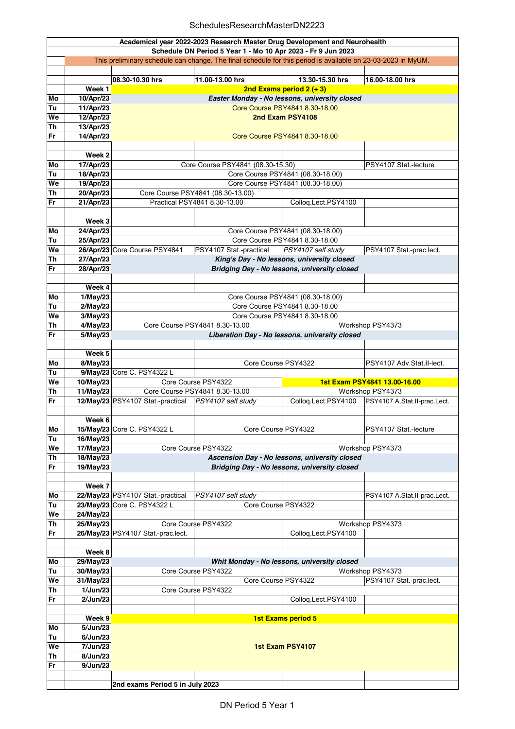| | | 08.30-10.30 hrs | 11.00-13.00 hrs | 13.30-15.30 hrs | 16.00-18.00 hrs |
|---|---|---|---|---|---|
| **Academical year 2022-2023 Research Master Drug Development and Neurohealth** | | | | | |
| **Schedule DN Period 5 Year 1 - Mo 10 Apr 2023 - Fr 9 Jun 2023** | | | | | |
| This preliminary schedule can change. The final schedule for this period is available on 23-03-2023 in MyUM. | | | | | |
| | **Week 1** | **2nd Exams period 2 (+ 3)** | | | |
| **Mo** | **10/Apr/23** | ***Easter Monday - No lessons, university closed*** | | | |
| **Tu** | **11/Apr/23** | Core Course PSY4841 8.30-18.00 | | | |
| **We** | **12/Apr/23** | **2nd Exam PSY4108** | | | |
| **Th** | **13/Apr/23** | | | | |
| **Fr** | **14/Apr/23** | Core Course PSY4841 8.30-18.00 | | | |
| | **Week 2** | | | | |
| **Mo** | **17/Apr/23** | Core Course PSY4841 (08.30-15.30) | | | PSY4107 Stat.-lecture |
| **Tu** | **18/Apr/23** | Core Course PSY4841 (08.30-18.00) | | | |
| **We** | **19/Apr/23** | Core Course PSY4841 (08.30-18.00) | | | |
| **Th** | **20/Apr/23** | Core Course PSY4841 (08.30-13.00) | | | |
| **Fr** | **21/Apr/23** | Practical PSY4841 8.30-13.00 | | Colloq.Lect.PSY4100 | |
| | **Week 3** | | | | |
| **Mo** | **24/Apr/23** | Core Course PSY4841 (08.30-18.00) | | | |
| **Tu** | **25/Apr/23** | Core Course PSY4841 8.30-18.00 | | | |
| **We** | **26/Apr/23** | Core Course PSY4841 | PSY4107 Stat.-practical | *PSY4107 self study* | PSY4107 Stat.-prac.lect. |
| **Th** | **27/Apr/23** | ***King's Day - No lessons, university closed*** | | | |
| **Fr** | **28/Apr/23** | ***Bridging Day - No lessons, university closed*** | | | |
| | **Week 4** | | | | |
| **Mo** | **1/May/23** | Core Course PSY4841 (08.30-18.00) | | | |
| **Tu** | **2/May/23** | Core Course PSY4841 8.30-18.00 | | | |
| **We** | **3/May/23** | Core Course PSY4841 8.30-18.00 | | | |
| **Th** | **4/May/23** | Core Course PSY4841 8.30-13.00 | | Workshop PSY4373 | |
| **Fr** | **5/May/23** | ***Liberation Day - No lessons, university closed*** | | | |
| | **Week 5** | | | | |
| **Mo** | **8/May/23** | | Core Course PSY4322 | | PSY4107 Adv.Stat.II-lect. |
| **Tu** | **9/May/23** | Core C. PSY4322 L | | | |
| **We** | **10/May/23** | Core Course PSY4322 | | **1st Exam PSY4841 13.00-16.00** | |
| **Th** | **11/May/23** | Core Course PSY4841 8.30-13.00 | | Workshop PSY4373 | |
| **Fr** | **12/May/23** | PSY4107 Stat.-practical | *PSY4107 self study* | Colloq.Lect.PSY4100 | PSY4107 A.Stat.II-prac.Lect. |
| | **Week 6** | | | | |
| **Mo** | **15/May/23** | Core C. PSY4322 L | Core Course PSY4322 | | PSY4107 Stat.-lecture |
| **Tu** | **16/May/23** | | | | |
| **We** | **17/May/23** | Core Course PSY4322 | | Workshop PSY4373 | |
| **Th** | **18/May/23** | ***Ascension Day - No lessons, university closed*** | | | |
| **Fr** | **19/May/23** | ***Bridging Day - No lessons, university closed*** | | | |
| | **Week 7** | | | | |
| **Mo** | **22/May/23** | PSY4107 Stat.-practical | *PSY4107 self study* | | PSY4107 A.Stat.II-prac.Lect. |
| **Tu** | **23/May/23** | Core C. PSY4322 L | Core Course PSY4322 | | |
| **We** | **24/May/23** | | | | |
| **Th** | **25/May/23** | Core Course PSY4322 | | Workshop PSY4373 | |
| **Fr** | **26/May/23** | PSY4107 Stat.-prac.lect. | | Colloq.Lect.PSY4100 | |
| | **Week 8** | | | | |
| **Mo** | **29/May/23** | ***Whit Monday - No lessons, university closed*** | | | |
| **Tu** | **30/May/23** | Core Course PSY4322 | | Workshop PSY4373 | |
| **We** | **31/May/23** | | Core Course PSY4322 | | PSY4107 Stat.-prac.lect. |
| **Th** | **1/Jun/23** | Core Course PSY4322 | | | |
| **Fr** | **2/Jun/23** | | | Colloq.Lect.PSY4100 | |
| | **Week 9** | **1st Exams period 5** | | | |
| **Mo** | **5/Jun/23** | | | | |
| **Tu** | **6/Jun/23** | | | | |
| **We** | **7/Jun/23** | **1st Exam PSY4107** | | | |
| **Th** | **8/Jun/23** | | | | |
| **Fr** | **9/Jun/23** | | | | |
| | | **2nd exams Period 5 in July 2023** | | | |

DN Period 5 Year 1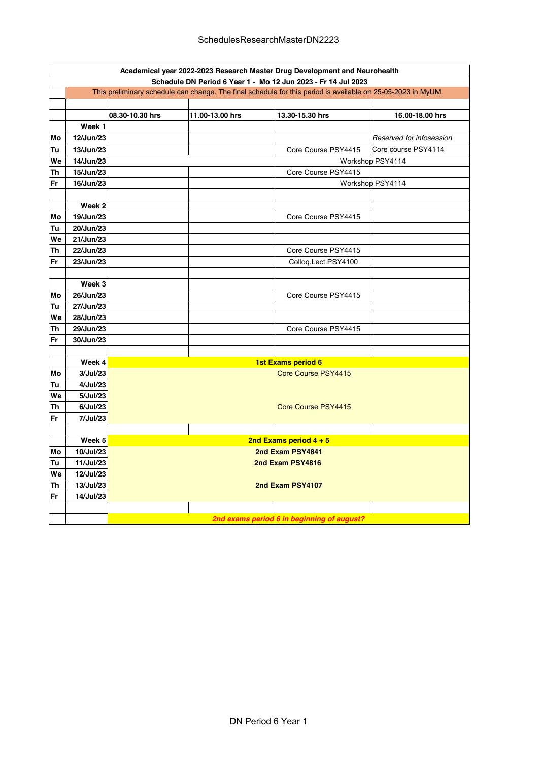| | | | | | |
|---|---|---|---|---|---|
| **Academical year 2022-2023 Research Master Drug Development and Neurohealth** | | | | | |
| **Schedule DN Period 6 Year 1 - Mo 12 Jun 2023 - Fr 14 Jul 2023** | | | | | |
| This preliminary schedule can change. The final schedule for this period is available on 25-05-2023 in MyUM. | | | | | |
| | | | | | |
| | | **08.30-10.30 hrs** | **11.00-13.00 hrs** | **13.30-15.30 hrs** | **16.00-18.00 hrs** |
| | **Week 1** | | | | |
| **Mo** | **12/Jun/23** | | | | *Reserved for infosession* |
| **Tu** | **13/Jun/23** | | | Core Course PSY4415 | Core course PSY4114 |
| **We** | **14/Jun/23** | | | Workshop PSY4114 | |
| **Th** | **15/Jun/23** | | | Core Course PSY4415 | |
| **Fr** | **16/Jun/23** | | | Workshop PSY4114 | |
| | | | | | |
| | **Week 2** | | | | |
| **Mo** | **19/Jun/23** | | | Core Course PSY4415 | |
| **Tu** | **20/Jun/23** | | | | |
| **We** | **21/Jun/23** | | | | |
| **Th** | **22/Jun/23** | | | Core Course PSY4415 | |
| **Fr** | **23/Jun/23** | | | Colloq.Lect.PSY4100 | |
| | | | | | |
| | **Week 3** | | | | |
| **Mo** | **26/Jun/23** | | | Core Course PSY4415 | |
| **Tu** | **27/Jun/23** | | | | |
| **We** | **28/Jun/23** | | | | |
| **Th** | **29/Jun/23** | | | Core Course PSY4415 | |
| **Fr** | **30/Jun/23** | | | | |
| | | | | | |
| | **Week 4** | **1st Exams period 6** | | | |
| **Mo** | **3/Jul/23** | Core Course PSY4415 | | | |
| **Tu** | **4/Jul/23** | | | | |
| **We** | **5/Jul/23** | | | | |
| **Th** | **6/Jul/23** | Core Course PSY4415 | | | |
| **Fr** | **7/Jul/23** | | | | |
| | | | | | |
| | **Week 5** | **2nd Exams period 4 + 5** | | | |
| **Mo** | **10/Jul/23** | **2nd Exam PSY4841** | | | |
| **Tu** | **11/Jul/23** | **2nd Exam PSY4816** | | | |
| **We** | **12/Jul/23** | | | | |
| **Th** | **13/Jul/23** | **2nd Exam PSY4107** | | | |
| **Fr** | **14/Jul/23** | | | | |
| | | | | | |
| | | ***2nd exams period 6 in beginning of august?*** | | | |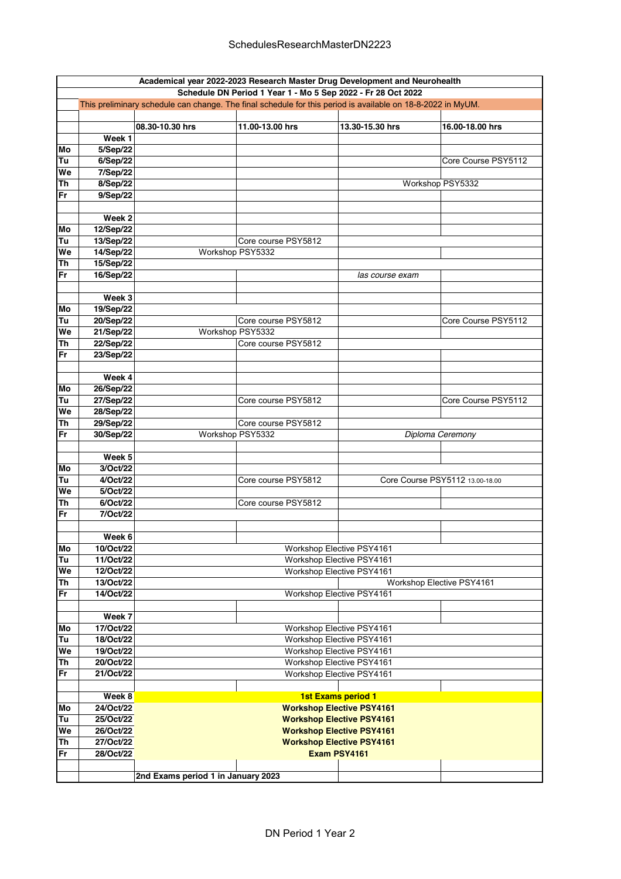| | | | | | |
|---|---|---|---|---|---|
| **Academical year 2022-2023 Research Master Drug Development and Neurohealth** | | | | | |
| **Schedule DN Period 1 Year 1 - Mo 5 Sep 2022 - Fr 28 Oct 2022** | | | | | |
| This preliminary schedule can change. The final schedule for this period is available on 18-8-2022 in MyUM. | | | | | |
| | | | | | |
| | | **08.30-10.30 hrs** | **11.00-13.00 hrs** | **13.30-15.30 hrs** | **16.00-18.00 hrs** |
| | **Week 1** | | | | |
| **Mo** | **5/Sep/22** | | | | |
| **Tu** | **6/Sep/22** | | | | Core Course PSY5112 |
| **We** | **7/Sep/22** | | | | |
| **Th** | **8/Sep/22** | | | Workshop PSY5332 | |
| **Fr** | **9/Sep/22** | | | | |
| | | | | | |
| | **Week 2** | | | | |
| **Mo** | **12/Sep/22** | | | | |
| **Tu** | **13/Sep/22** | | Core course PSY5812 | | |
| **We** | **14/Sep/22** | Workshop PSY5332 | | | |
| **Th** | **15/Sep/22** | | | | |
| **Fr** | **16/Sep/22** | | | *las course exam* | |
| | | | | | |
| | **Week 3** | | | | |
| **Mo** | **19/Sep/22** | | | | |
| **Tu** | **20/Sep/22** | | Core course PSY5812 | | Core Course PSY5112 |
| **We** | **21/Sep/22** | Workshop PSY5332 | | | |
| **Th** | **22/Sep/22** | | Core course PSY5812 | | |
| **Fr** | **23/Sep/22** | | | | |
| | | | | | |
| | **Week 4** | | | | |
| **Mo** | **26/Sep/22** | | | | |
| **Tu** | **27/Sep/22** | | Core course PSY5812 | | Core Course PSY5112 |
| **We** | **28/Sep/22** | | | | |
| **Th** | **29/Sep/22** | | Core course PSY5812 | | |
| **Fr** | **30/Sep/22** | Workshop PSY5332 | | *Diploma Ceremony* | |
| | | | | | |
| | **Week 5** | | | | |
| **Mo** | **3/Oct/22** | | | | |
| **Tu** | **4/Oct/22** | | Core course PSY5812 | Core Course PSY5112 13.00-18.00 | |
| **We** | **5/Oct/22** | | | | |
| **Th** | **6/Oct/22** | | Core course PSY5812 | | |
| **Fr** | **7/Oct/22** | | | | |
| | | | | | |
| | **Week 6** | | | | |
| **Mo** | **10/Oct/22** | Workshop Elective PSY4161 | | | |
| **Tu** | **11/Oct/22** | Workshop Elective PSY4161 | | | |
| **We** | **12/Oct/22** | Workshop Elective PSY4161 | | | |
| **Th** | **13/Oct/22** | | | Workshop Elective PSY4161 | |
| **Fr** | **14/Oct/22** | Workshop Elective PSY4161 | | | |
| | | | | | |
| | **Week 7** | | | | |
| **Mo** | **17/Oct/22** | Workshop Elective PSY4161 | | | |
| **Tu** | **18/Oct/22** | Workshop Elective PSY4161 | | | |
| **We** | **19/Oct/22** | Workshop Elective PSY4161 | | | |
| **Th** | **20/Oct/22** | Workshop Elective PSY4161 | | | |
| **Fr** | **21/Oct/22** | Workshop Elective PSY4161 | | | |
| | | | | | |
| | **Week 8** | **1st Exams period 1** | | | |
| **Mo** | **24/Oct/22** | **Workshop Elective PSY4161** | | | |
| **Tu** | **25/Oct/22** | **Workshop Elective PSY4161** | | | |
| **We** | **26/Oct/22** | **Workshop Elective PSY4161** | | | |
| **Th** | **27/Oct/22** | **Workshop Elective PSY4161** | | | |
| **Fr** | **28/Oct/22** | **Exam PSY4161** | | | |
| | | | | | |
| | | **2nd Exams period 1 in January 2023** | | | |

DN Period 1 Year 2